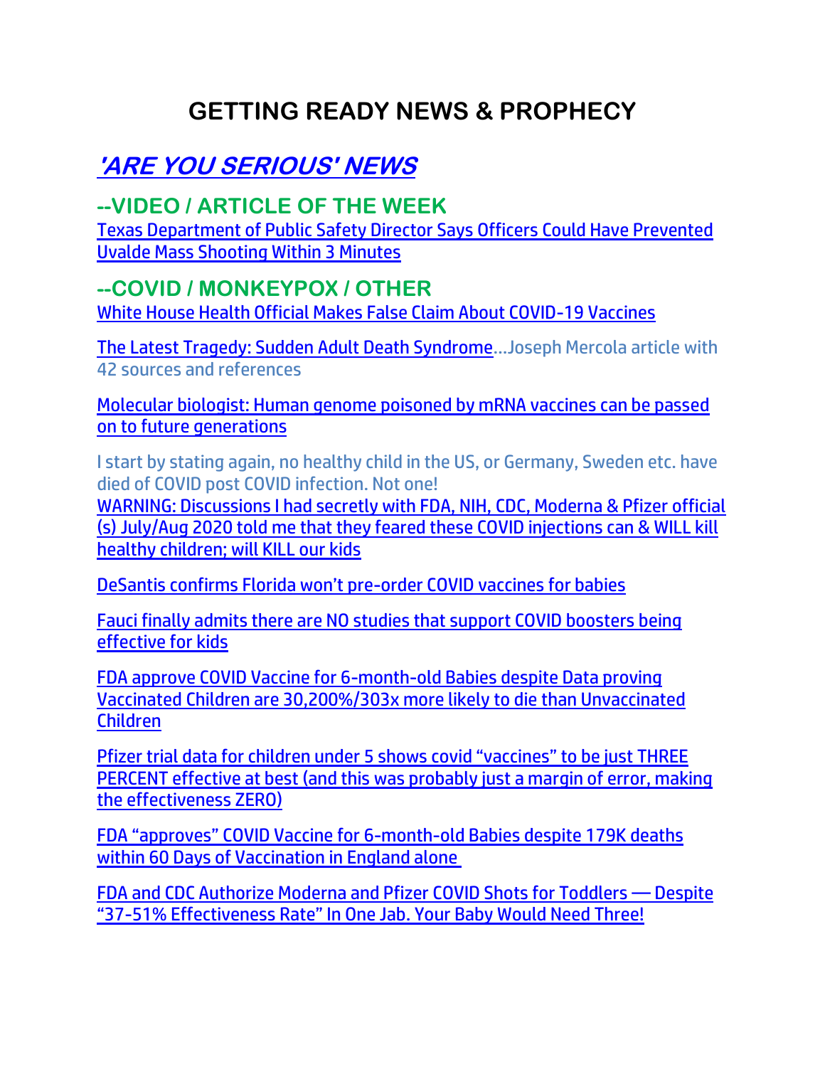# GETTING READY NEWS & PROPHECY

## 'ARE YOU SERIOUS' NEWS

### --VIDEO / ARTICLE OF THE WEEK

Texas Department of Public Safety Director Says Officers Could Have Prevented Uvalde Mass Shooting Within 3 Minutes

### --COVID / MONKEYPOX / OTHER

White House Health Official Makes False Claim About COVID-19 Vaccines

The Latest Tragedy: Sudden Adult Death Syndrome…Joseph Mercola article with 42 sources and references

Molecular biologist: Human genome poisoned by mRNA vaccines can be passed on to future generations

I start by stating again, no healthy child in the US, or Germany, Sweden etc. have died of COVID post COVID infection. Not one!

WARNING: Discussions I had secretly with FDA, NIH, CDC, Moderna & Pfizer official (s) July/Aug 2020 told me that they feared these COVID injections can & WILL kill healthy children; will KILL our kids

DeSantis confirms Florida won't pre-order COVID vaccines for babies

Fauci finally admits there are NO studies that support COVID boosters being effective for kids

FDA approve COVID Vaccine for 6-month-old Babies despite Data proving Vaccinated Children are 30,200%/303x more likely to die than Unvaccinated Children

Pfizer trial data for children under 5 shows covid "vaccines" to be just THREE PERCENT effective at best (and this was probably just a margin of error, making the effectiveness ZERO)

FDA "approves" COVID Vaccine for 6-month-old Babies despite 179K deaths within 60 Days of Vaccination in England alone

FDA and CDC Authorize Moderna and Pfizer COVID Shots for Toddlers — Despite "37-51% Effectiveness Rate" In One Jab. Your Baby Would Need Three!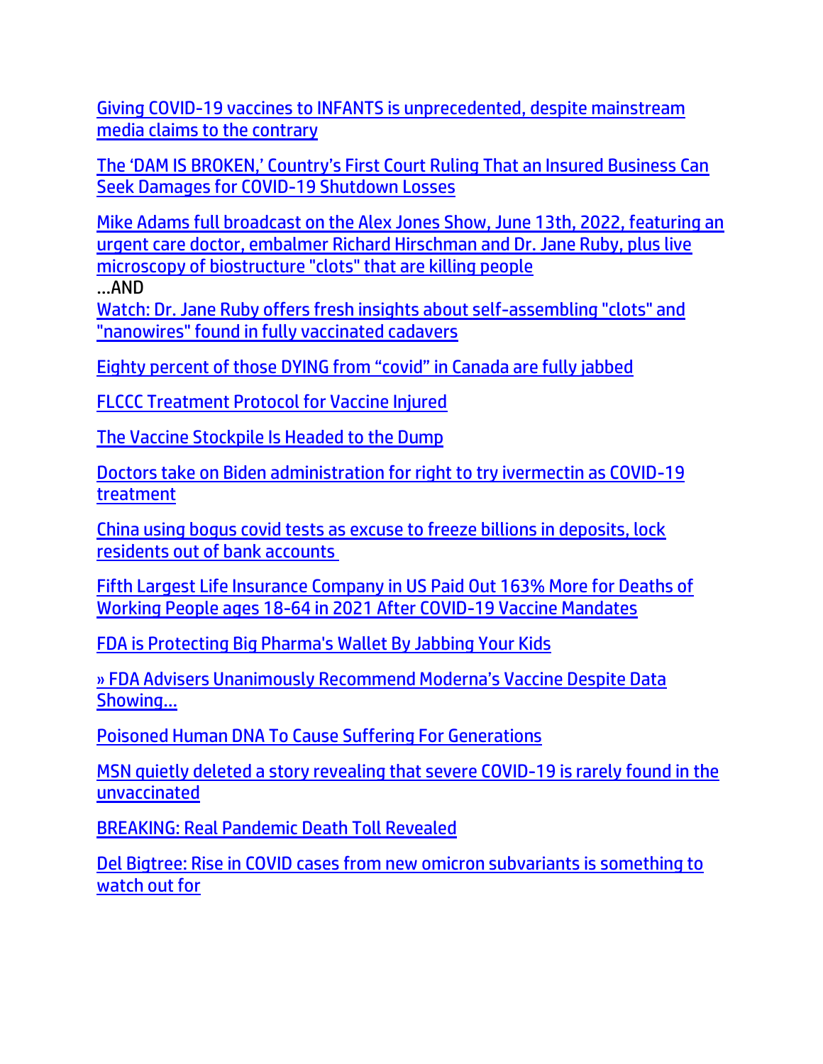Giving COVID-19 vaccines to INFANTS is unprecedented, despite mainstream media claims to the contrary

The 'DAM IS BROKEN,' Country's First Court Ruling That an Insured Business Can Seek Damages for COVID-19 Shutdown Losses

Mike Adams full broadcast on the Alex Jones Show, June 13th, 2022, featuring an urgent care doctor, embalmer Richard Hirschman and Dr. Jane Ruby, plus live microscopy of biostructure "clots" that are killing people

…AND

Watch: Dr. Jane Ruby offers fresh insights about self-assembling "clots" and "nanowires" found in fully vaccinated cadavers

Eighty percent of those DYING from "covid" in Canada are fully jabbed

FLCCC Treatment Protocol for Vaccine Injured

The Vaccine Stockpile Is Headed to the Dump

Doctors take on Biden administration for right to try ivermectin as COVID-19 treatment

China using bogus covid tests as excuse to freeze billions in deposits, lock residents out of bank accounts

Fifth Largest Life Insurance Company in US Paid Out 163% More for Deaths of Working People ages 18-64 in 2021 After COVID-19 Vaccine Mandates

FDA is Protecting Big Pharma's Wallet By Jabbing Your Kids

» FDA Advisers Unanimously Recommend Moderna's Vaccine Despite Data Showing…

Poisoned Human DNA To Cause Suffering For Generations

MSN quietly deleted a story revealing that severe COVID-19 is rarely found in the unvaccinated

BREAKING: Real Pandemic Death Toll Revealed

Del Bigtree: Rise in COVID cases from new omicron subvariants is something to watch out for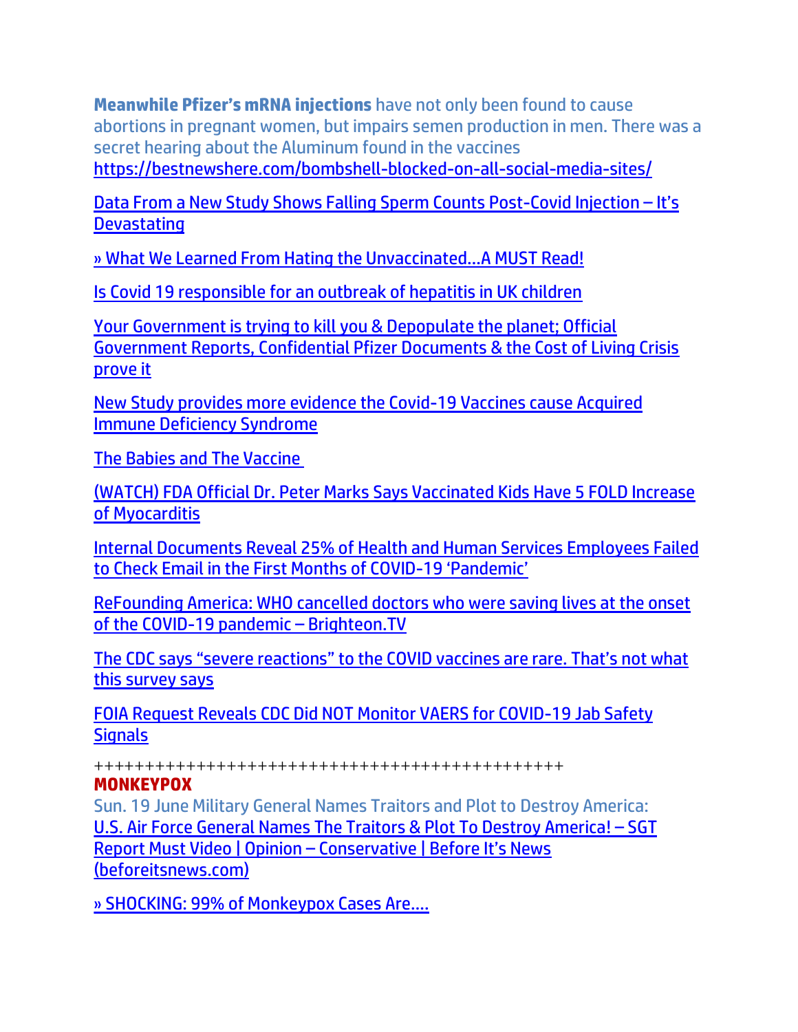**Meanwhile Pfizer's mRNA injections** have not only been found to cause abortions in pregnant women, but impairs semen production in men. There was a secret hearing about the Aluminum found in the vaccines https://bestnewshere.com/bombshell-blocked-on-all-social-media-sites/

Data From a New Study Shows Falling Sperm Counts Post-Covid Injection – It's Devastating

» What We Learned From Hating the Unvaccinated…A MUST Read!

Is Covid 19 responsible for an outbreak of hepatitis in UK children

Your Government is trying to kill you & Depopulate the planet; Official Government Reports, Confidential Pfizer Documents & the Cost of Living Crisis prove it

New Study provides more evidence the Covid-19 Vaccines cause Acquired Immune Deficiency Syndrome

The Babies and The Vaccine

(WATCH) FDA Official Dr. Peter Marks Says Vaccinated Kids Have 5 FOLD Increase of Myocarditis

Internal Documents Reveal 25% of Health and Human Services Employees Failed to Check Email in the First Months of COVID-19 'Pandemic'

ReFounding America: WHO cancelled doctors who were saving lives at the onset of the COVID-19 pandemic – Brighteon.TV

The CDC says "severe reactions" to the COVID vaccines are rare. That's not what this survey says

FOIA Request Reveals CDC Did NOT Monitor VAERS for COVID-19 Jab Safety Signals

++++++++++++++++++++++++++++++++++++++++++++++

**MONKEYPOX**

Sun. 19 June Military General Names Traitors and Plot to Destroy America: U.S. Air Force General Names The Traitors & Plot To Destroy America! – SGT Report Must Video | Opinion – Conservative | Before It's News (beforeitsnews.com)

» SHOCKING: 99% of Monkeypox Cases Are….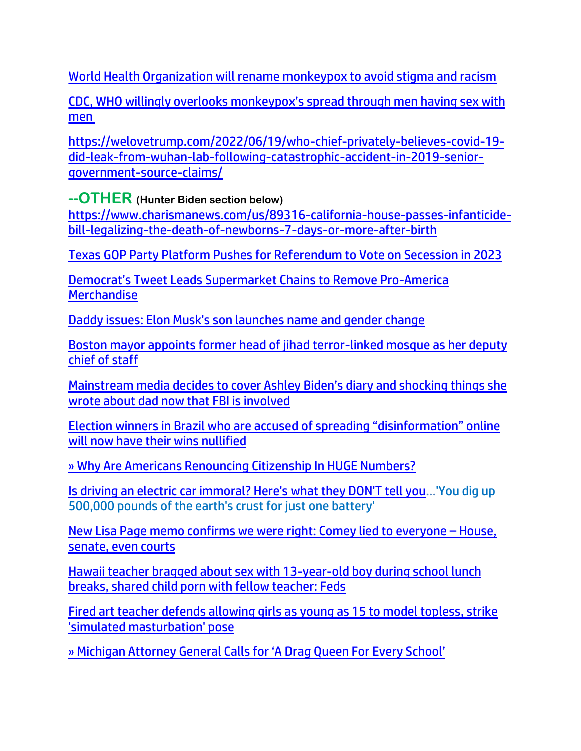World Health Organization will rename monkeypox to avoid stigma and racism

CDC, WHO willingly overlooks monkeypox's spread through men having sex with men

https://welovetrump.com/2022/06/19/who-chief-privately-believes-covid-19-did-leak-from-wuhan-lab-following-catastrophic-accident-in-2019-senior-government-source-claims/

**--OTHER** **(Hunter Biden section below)**

https://www.charismanews.com/us/89316-california-house-passes-infanticide-bill-legalizing-the-death-of-newborns-7-days-or-more-after-birth

Texas GOP Party Platform Pushes for Referendum to Vote on Secession in 2023

Democrat's Tweet Leads Supermarket Chains to Remove Pro-America Merchandise

Daddy issues: Elon Musk's son launches name and gender change

Boston mayor appoints former head of jihad terror-linked mosque as her deputy chief of staff

Mainstream media decides to cover Ashley Biden's diary and shocking things she wrote about dad now that FBI is involved

Election winners in Brazil who are accused of spreading "disinformation" online will now have their wins nullified

» Why Are Americans Renouncing Citizenship In HUGE Numbers?

Is driving an electric car immoral? Here's what they DON'T tell you…'You dig up 500,000 pounds of the earth's crust for just one battery'

New Lisa Page memo confirms we were right: Comey lied to everyone – House, senate, even courts

Hawaii teacher bragged about sex with 13-year-old boy during school lunch breaks, shared child porn with fellow teacher: Feds

Fired art teacher defends allowing girls as young as 15 to model topless, strike 'simulated masturbation' pose

» Michigan Attorney General Calls for 'A Drag Queen For Every School'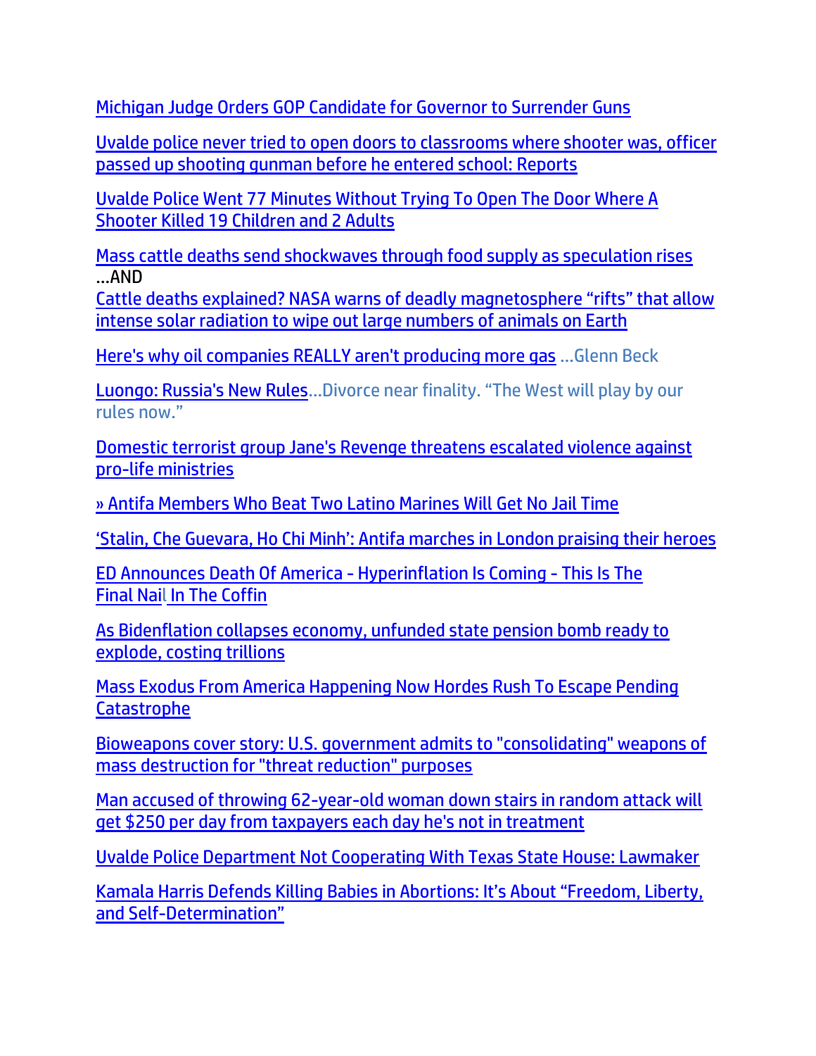Michigan Judge Orders GOP Candidate for Governor to Surrender Guns

Uvalde police never tried to open doors to classrooms where shooter was, officer passed up shooting gunman before he entered school: Reports

Uvalde Police Went 77 Minutes Without Trying To Open The Door Where A Shooter Killed 19 Children and 2 Adults

Mass cattle deaths send shockwaves through food supply as speculation rises
…AND
Cattle deaths explained? NASA warns of deadly magnetosphere "rifts" that allow intense solar radiation to wipe out large numbers of animals on Earth

Here's why oil companies REALLY aren't producing more gas …Glenn Beck

Luongo: Russia's New Rules…Divorce near finality. "The West will play by our rules now."

Domestic terrorist group Jane's Revenge threatens escalated violence against pro-life ministries

» Antifa Members Who Beat Two Latino Marines Will Get No Jail Time

'Stalin, Che Guevara, Ho Chi Minh': Antifa marches in London praising their heroes

ED Announces Death Of America - Hyperinflation Is Coming - This Is The Final Nail In The Coffin

As Bidenflation collapses economy, unfunded state pension bomb ready to explode, costing trillions

Mass Exodus From America Happening Now Hordes Rush To Escape Pending Catastrophe

Bioweapons cover story: U.S. government admits to "consolidating" weapons of mass destruction for "threat reduction" purposes

Man accused of throwing 62-year-old woman down stairs in random attack will get $250 per day from taxpayers each day he's not in treatment

Uvalde Police Department Not Cooperating With Texas State House: Lawmaker

Kamala Harris Defends Killing Babies in Abortions: It's About "Freedom, Liberty, and Self-Determination"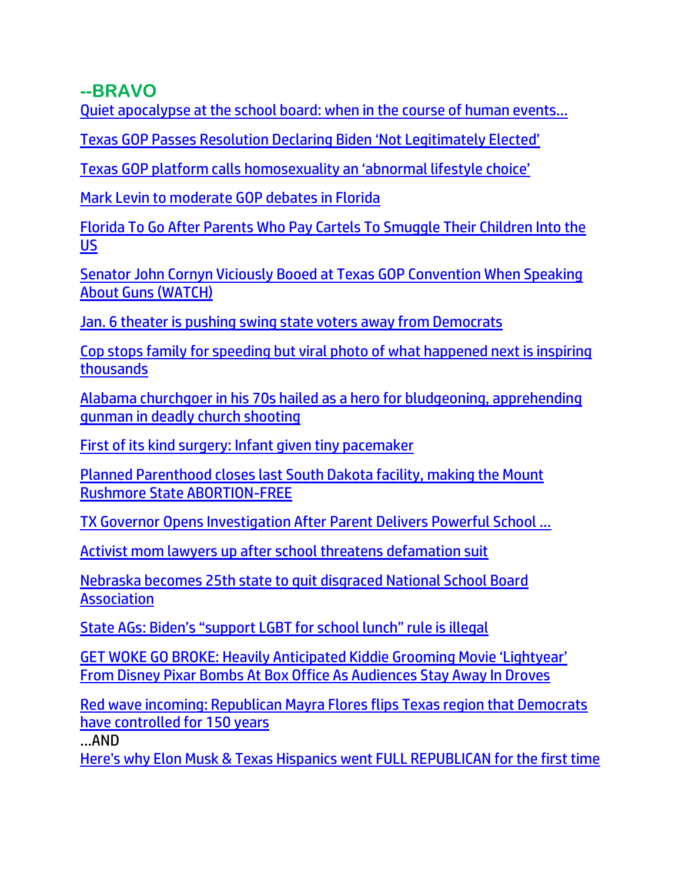## --BRAVO

Quiet apocalypse at the school board: when in the course of human events…

Texas GOP Passes Resolution Declaring Biden 'Not Legitimately Elected'

Texas GOP platform calls homosexuality an 'abnormal lifestyle choice'

Mark Levin to moderate GOP debates in Florida

Florida To Go After Parents Who Pay Cartels To Smuggle Their Children Into the US

Senator John Cornyn Viciously Booed at Texas GOP Convention When Speaking About Guns (WATCH)

Jan. 6 theater is pushing swing state voters away from Democrats

Cop stops family for speeding but viral photo of what happened next is inspiring thousands

Alabama churchgoer in his 70s hailed as a hero for bludgeoning, apprehending gunman in deadly church shooting

First of its kind surgery: Infant given tiny pacemaker

Planned Parenthood closes last South Dakota facility, making the Mount Rushmore State ABORTION-FREE

TX Governor Opens Investigation After Parent Delivers Powerful School …

Activist mom lawyers up after school threatens defamation suit

Nebraska becomes 25th state to quit disgraced National School Board Association

State AGs: Biden's "support LGBT for school lunch" rule is illegal

GET WOKE GO BROKE: Heavily Anticipated Kiddie Grooming Movie 'Lightyear' From Disney Pixar Bombs At Box Office As Audiences Stay Away In Droves

Red wave incoming: Republican Mayra Flores flips Texas region that Democrats have controlled for 150 years

…AND

Here's why Elon Musk & Texas Hispanics went FULL REPUBLICAN for the first time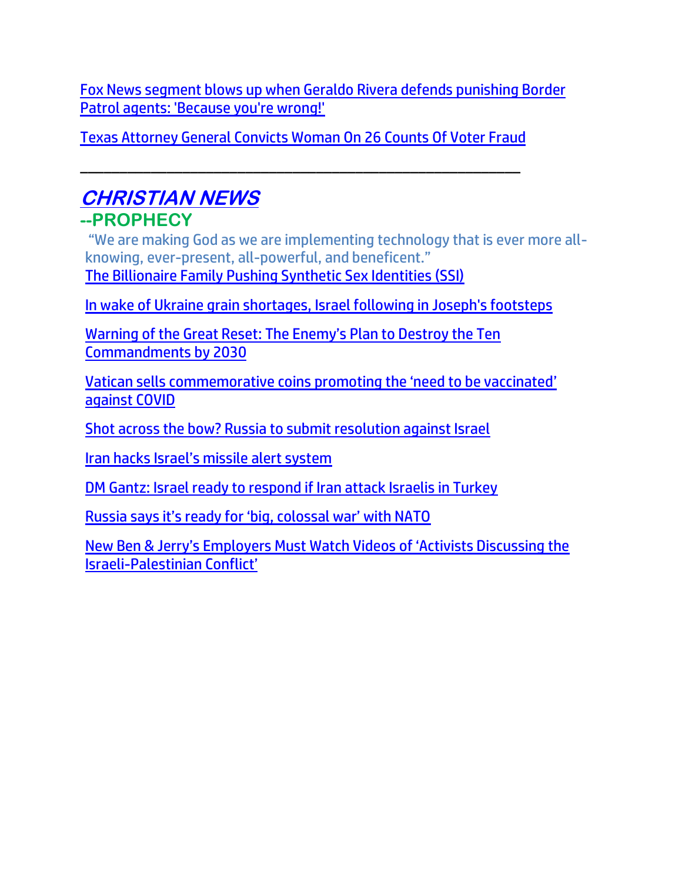Fox News segment blows up when Geraldo Rivera defends punishing Border Patrol agents: 'Because you're wrong!'

Texas Attorney General Convicts Woman On 26 Counts Of Voter Fraud

---

## *CHRISTIAN NEWS*

### --PROPHECY

"We are making God as we are implementing technology that is ever more all-knowing, ever-present, all-powerful, and beneficent."

The Billionaire Family Pushing Synthetic Sex Identities (SSI)

In wake of Ukraine grain shortages, Israel following in Joseph's footsteps

Warning of the Great Reset: The Enemy's Plan to Destroy the Ten Commandments by 2030

Vatican sells commemorative coins promoting the 'need to be vaccinated' against COVID

Shot across the bow? Russia to submit resolution against Israel

Iran hacks Israel's missile alert system

DM Gantz: Israel ready to respond if Iran attack Israelis in Turkey

Russia says it's ready for 'big, colossal war' with NATO

New Ben & Jerry's Employers Must Watch Videos of 'Activists Discussing the Israeli-Palestinian Conflict'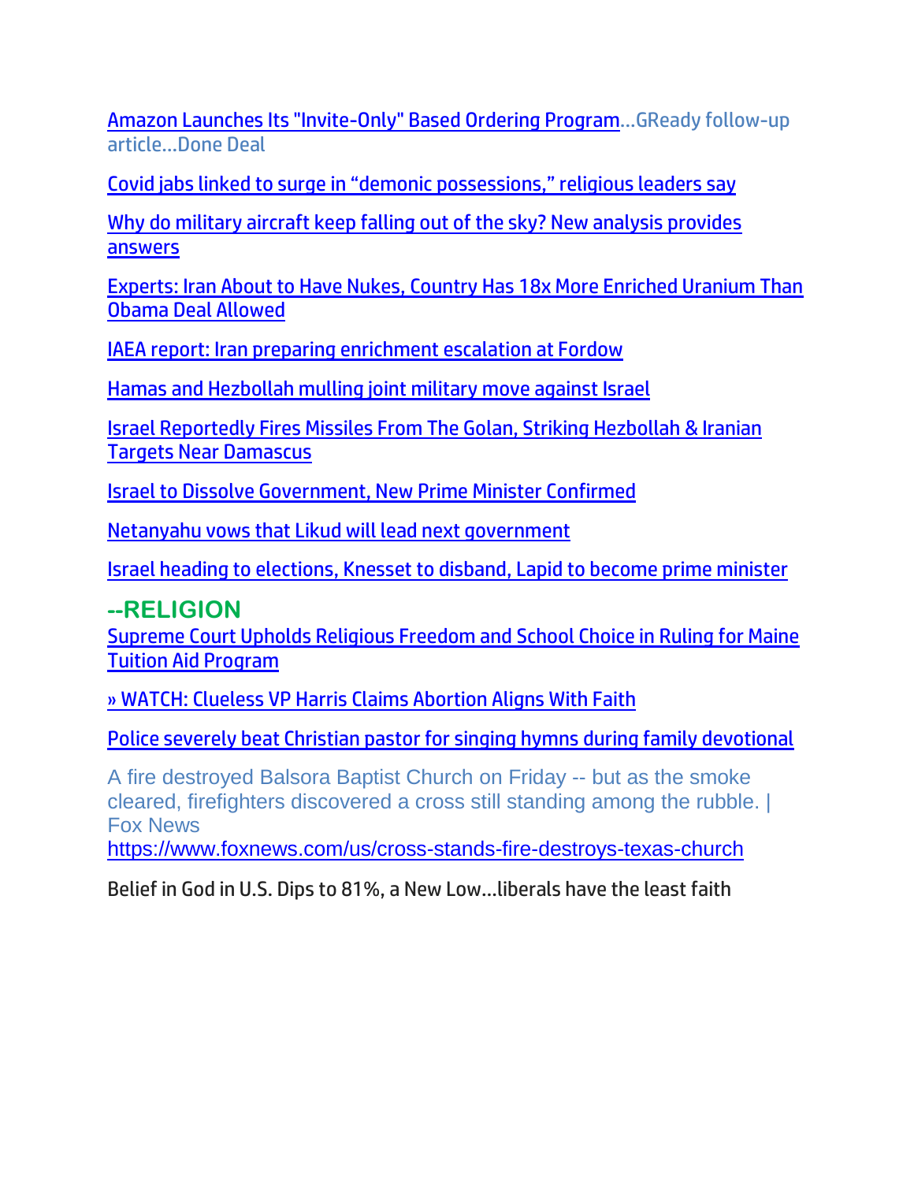Amazon Launches Its "Invite-Only" Based Ordering Program...GReady follow-up article...Done Deal

Covid jabs linked to surge in "demonic possessions," religious leaders say

Why do military aircraft keep falling out of the sky? New analysis provides answers

Experts: Iran About to Have Nukes, Country Has 18x More Enriched Uranium Than Obama Deal Allowed

IAEA report: Iran preparing enrichment escalation at Fordow

Hamas and Hezbollah mulling joint military move against Israel

Israel Reportedly Fires Missiles From The Golan, Striking Hezbollah & Iranian Targets Near Damascus

Israel to Dissolve Government, New Prime Minister Confirmed

Netanyahu vows that Likud will lead next government

Israel heading to elections, Knesset to disband, Lapid to become prime minister

## --RELIGION

Supreme Court Upholds Religious Freedom and School Choice in Ruling for Maine Tuition Aid Program

» WATCH: Clueless VP Harris Claims Abortion Aligns With Faith

Police severely beat Christian pastor for singing hymns during family devotional

A fire destroyed Balsora Baptist Church on Friday -- but as the smoke cleared, firefighters discovered a cross still standing among the rubble. | Fox News
https://www.foxnews.com/us/cross-stands-fire-destroys-texas-church

Belief in God in U.S. Dips to 81%, a New Low...liberals have the least faith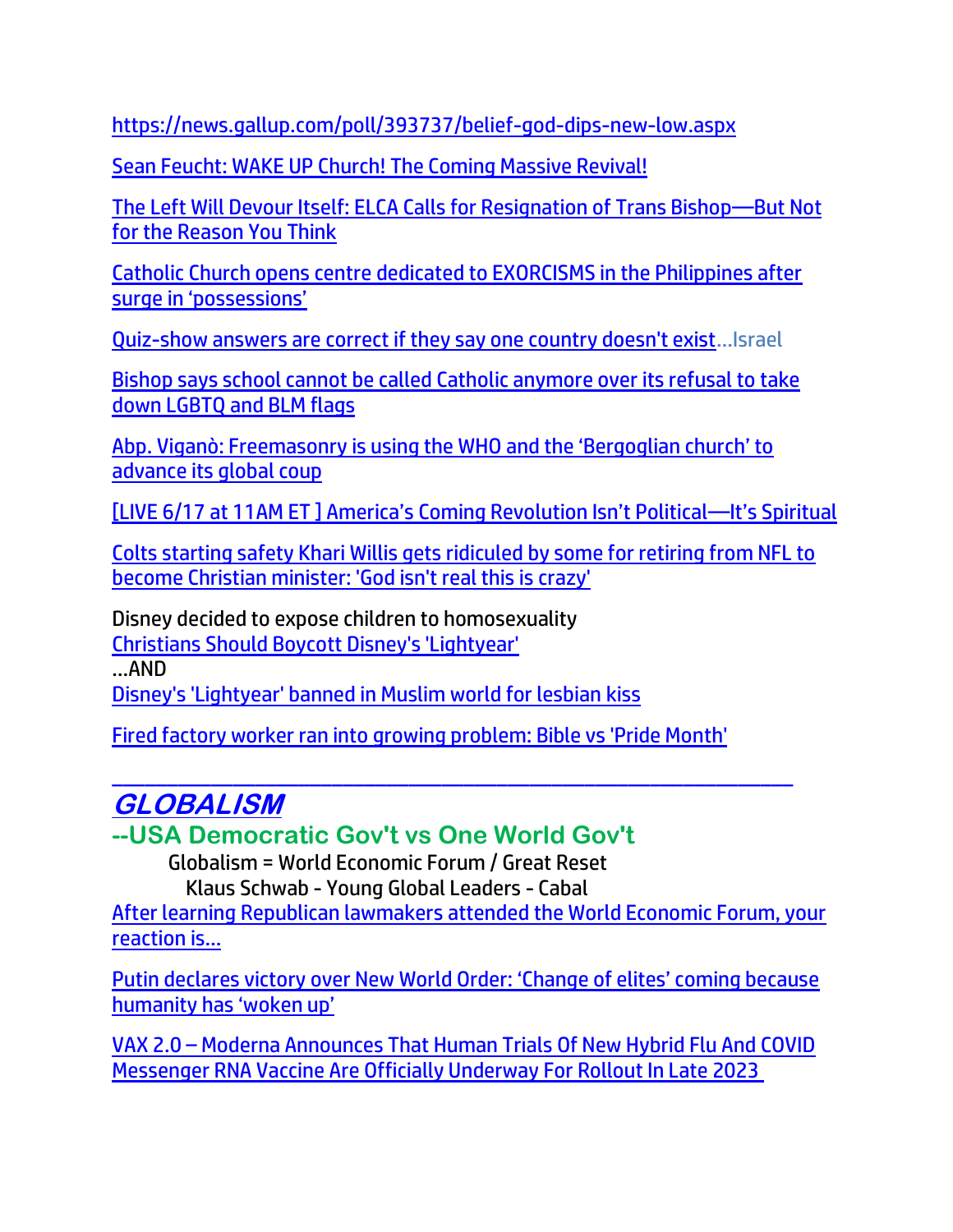https://news.gallup.com/poll/393737/belief-god-dips-new-low.aspx

Sean Feucht: WAKE UP Church! The Coming Massive Revival!

The Left Will Devour Itself: ELCA Calls for Resignation of Trans Bishop—But Not for the Reason You Think

Catholic Church opens centre dedicated to EXORCISMS in the Philippines after surge in 'possessions'

Quiz-show answers are correct if they say one country doesn't exist…Israel

Bishop says school cannot be called Catholic anymore over its refusal to take down LGBTQ and BLM flags

Abp. Viganò: Freemasonry is using the WHO and the 'Bergoglian church' to advance its global coup

[LIVE 6/17 at 11AM ET ] America's Coming Revolution Isn't Political—It's Spiritual

Colts starting safety Khari Willis gets ridiculed by some for retiring from NFL to become Christian minister: 'God isn't real this is crazy'

Disney decided to expose children to homosexuality
Christians Should Boycott Disney's 'Lightyear'
…AND
Disney's 'Lightyear' banned in Muslim world for lesbian kiss

Fired factory worker ran into growing problem: Bible vs 'Pride Month'

---

## GLOBALISM

### --USA Democratic Gov't vs One World Gov't

Globalism = World Economic Forum / Great Reset
Klaus Schwab - Young Global Leaders - Cabal

After learning Republican lawmakers attended the World Economic Forum, your reaction is…

Putin declares victory over New World Order: 'Change of elites' coming because humanity has 'woken up'

VAX 2.0 – Moderna Announces That Human Trials Of New Hybrid Flu And COVID Messenger RNA Vaccine Are Officially Underway For Rollout In Late 2023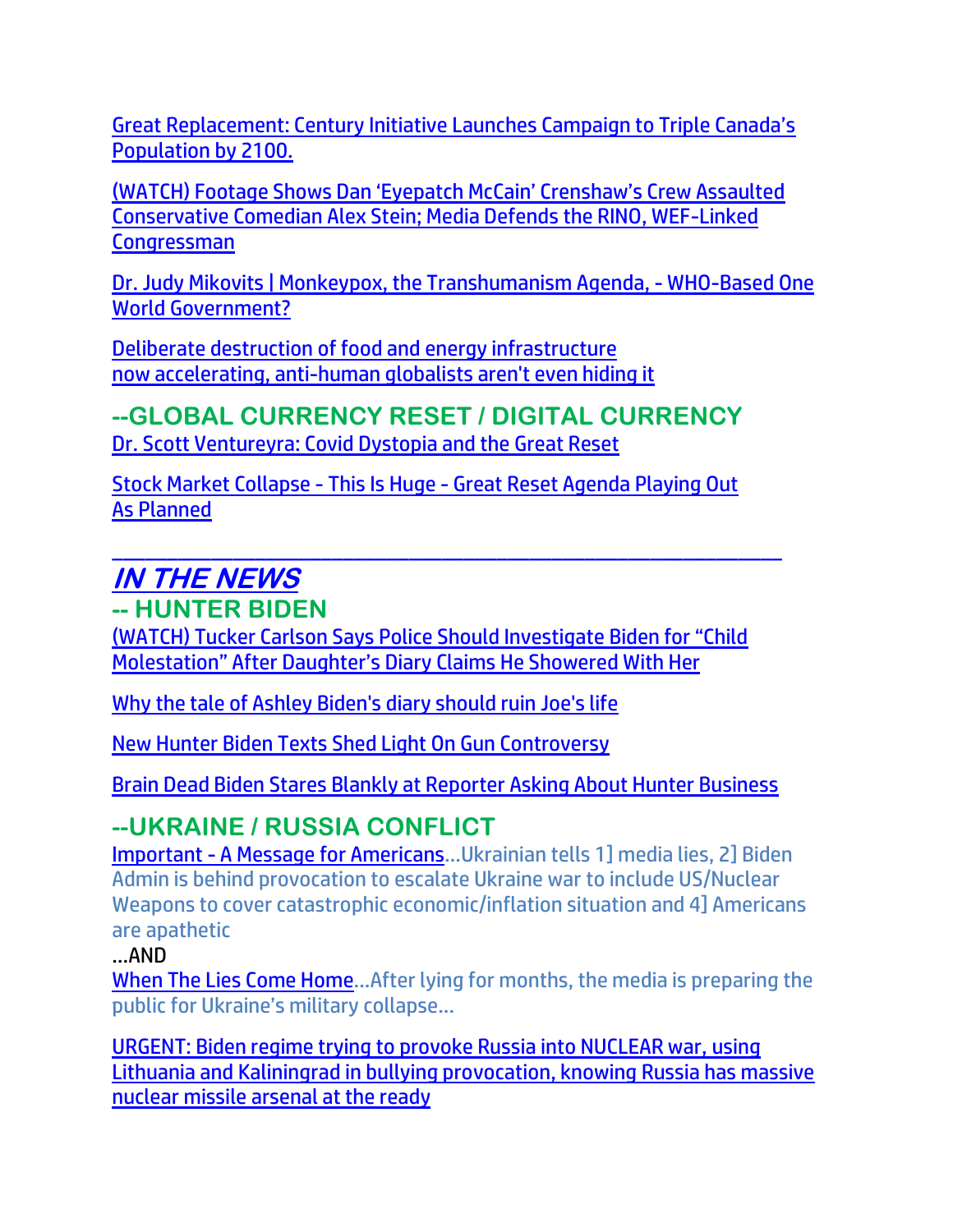Great Replacement: Century Initiative Launches Campaign to Triple Canada's Population by 2100.

(WATCH) Footage Shows Dan 'Eyepatch McCain' Crenshaw's Crew Assaulted Conservative Comedian Alex Stein; Media Defends the RINO, WEF-Linked Congressman

Dr. Judy Mikovits | Monkeypox, the Transhumanism Agenda, - WHO-Based One World Government?

Deliberate destruction of food and energy infrastructure now accelerating, anti-human globalists aren't even hiding it

## --GLOBAL CURRENCY RESET / DIGITAL CURRENCY

Dr. Scott Ventureyra: Covid Dystopia and the Great Reset

Stock Market Collapse - This Is Huge - Great Reset Agenda Playing Out As Planned

---

# *IN THE NEWS*

## -- HUNTER BIDEN

(WATCH) Tucker Carlson Says Police Should Investigate Biden for "Child Molestation" After Daughter's Diary Claims He Showered With Her

Why the tale of Ashley Biden's diary should ruin Joe's life

New Hunter Biden Texts Shed Light On Gun Controversy

Brain Dead Biden Stares Blankly at Reporter Asking About Hunter Business

## --UKRAINE / RUSSIA CONFLICT

Important - A Message for Americans…Ukrainian tells 1] media lies, 2] Biden Admin is behind provocation to escalate Ukraine war to include US/Nuclear Weapons to cover catastrophic economic/inflation situation and 4] Americans are apathetic

…AND

When The Lies Come Home…After lying for months, the media is preparing the public for Ukraine's military collapse…

URGENT: Biden regime trying to provoke Russia into NUCLEAR war, using Lithuania and Kaliningrad in bullying provocation, knowing Russia has massive nuclear missile arsenal at the ready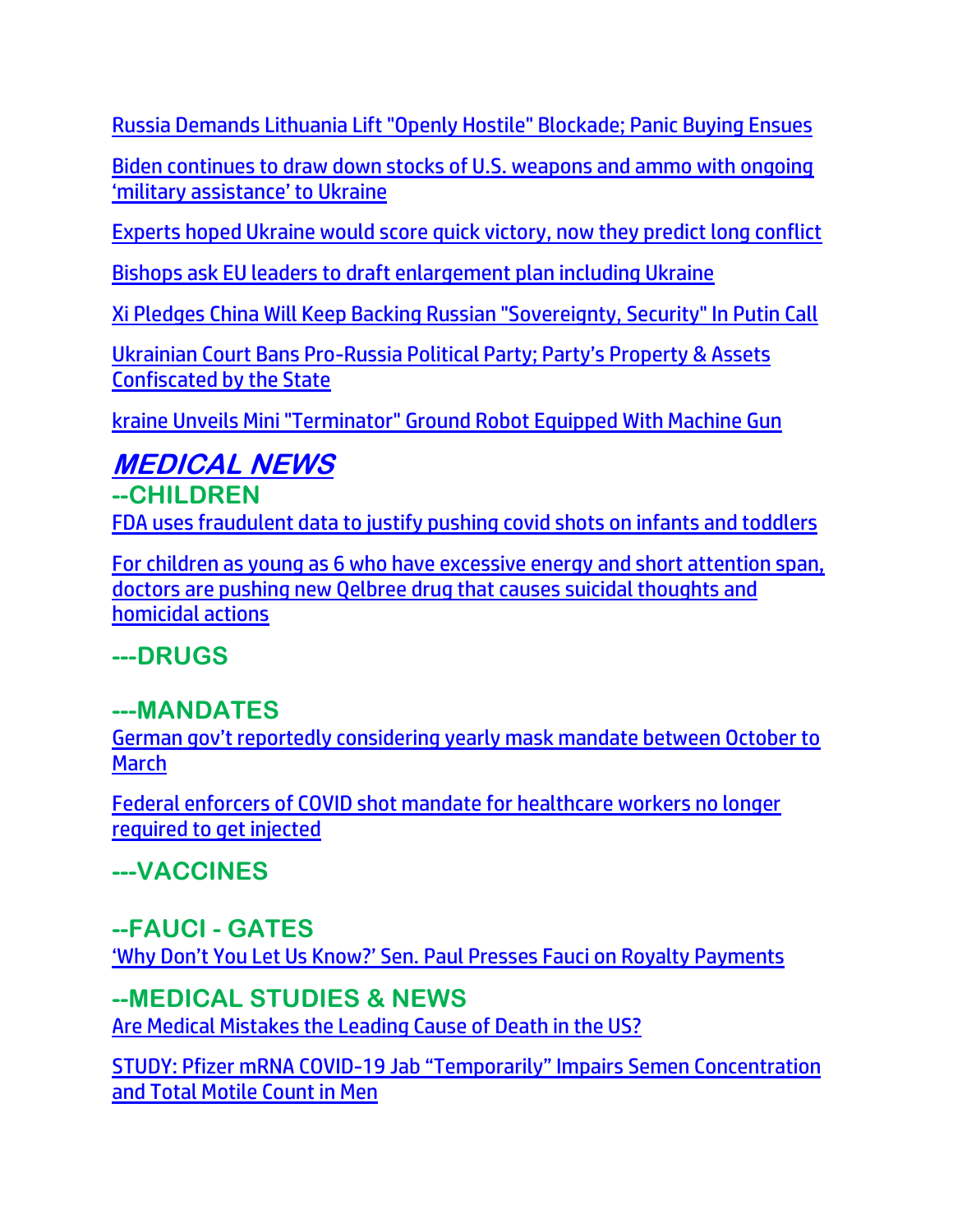Russia Demands Lithuania Lift "Openly Hostile" Blockade; Panic Buying Ensues

Biden continues to draw down stocks of U.S. weapons and ammo with ongoing 'military assistance' to Ukraine

Experts hoped Ukraine would score quick victory, now they predict long conflict

Bishops ask EU leaders to draft enlargement plan including Ukraine

Xi Pledges China Will Keep Backing Russian "Sovereignty, Security" In Putin Call

Ukrainian Court Bans Pro-Russia Political Party; Party's Property & Assets Confiscated by the State

kraine Unveils Mini "Terminator" Ground Robot Equipped With Machine Gun

# *MEDICAL NEWS*

## --CHILDREN

FDA uses fraudulent data to justify pushing covid shots on infants and toddlers

For children as young as 6 who have excessive energy and short attention span, doctors are pushing new Qelbree drug that causes suicidal thoughts and homicidal actions

## ---DRUGS

## ---MANDATES

German gov't reportedly considering yearly mask mandate between October to March

Federal enforcers of COVID shot mandate for healthcare workers no longer required to get injected

## ---VACCINES

## --FAUCI - GATES

'Why Don't You Let Us Know?' Sen. Paul Presses Fauci on Royalty Payments

## --MEDICAL STUDIES & NEWS

Are Medical Mistakes the Leading Cause of Death in the US?

STUDY: Pfizer mRNA COVID-19 Jab "Temporarily" Impairs Semen Concentration and Total Motile Count in Men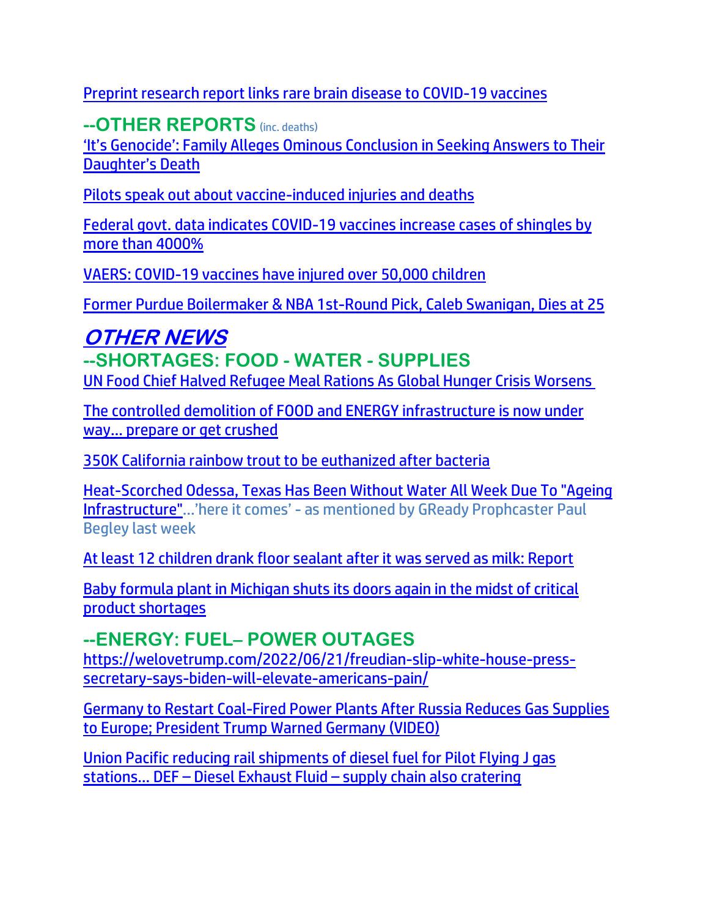Preprint research report links rare brain disease to COVID-19 vaccines

## --OTHER REPORTS (inc. deaths)

'It's Genocide': Family Alleges Ominous Conclusion in Seeking Answers to Their Daughter's Death

Pilots speak out about vaccine-induced injuries and deaths

Federal govt. data indicates COVID-19 vaccines increase cases of shingles by more than 4000%

VAERS: COVID-19 vaccines have injured over 50,000 children

Former Purdue Boilermaker & NBA 1st-Round Pick, Caleb Swanigan, Dies at 25

# *OTHER NEWS*

## --SHORTAGES: FOOD - WATER - SUPPLIES

UN Food Chief Halved Refugee Meal Rations As Global Hunger Crisis Worsens

The controlled demolition of FOOD and ENERGY infrastructure is now under way… prepare or get crushed

350K California rainbow trout to be euthanized after bacteria

Heat-Scorched Odessa, Texas Has Been Without Water All Week Due To "Ageing Infrastructure"…'here it comes' - as mentioned by GReady Prophcaster Paul Begley last week

At least 12 children drank floor sealant after it was served as milk: Report

Baby formula plant in Michigan shuts its doors again in the midst of critical product shortages

## --ENERGY: FUEL– POWER OUTAGES

https://welovetrump.com/2022/06/21/freudian-slip-white-house-press-secretary-says-biden-will-elevate-americans-pain/

Germany to Restart Coal-Fired Power Plants After Russia Reduces Gas Supplies to Europe; President Trump Warned Germany (VIDEO)

Union Pacific reducing rail shipments of diesel fuel for Pilot Flying J gas stations… DEF – Diesel Exhaust Fluid – supply chain also cratering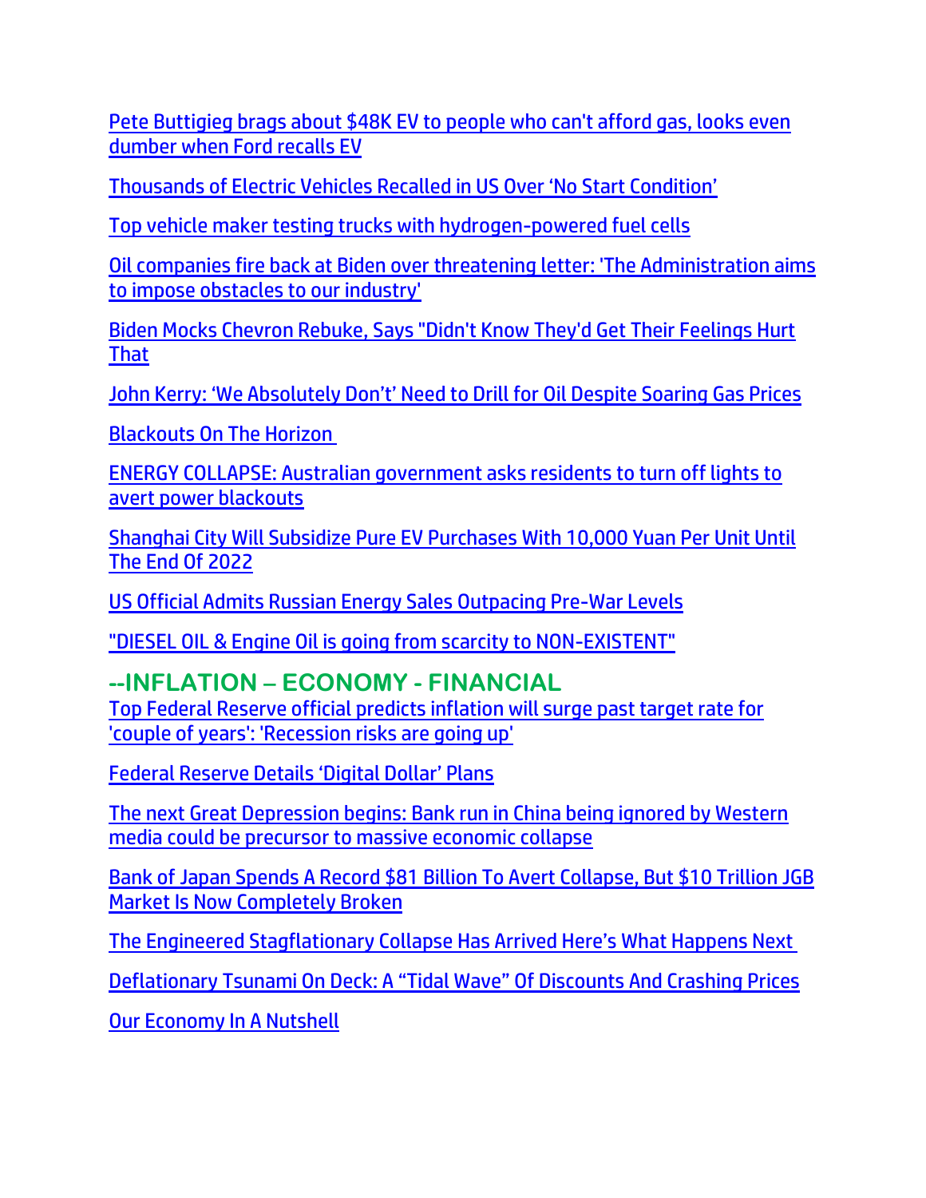Pete Buttigieg brags about $48K EV to people who can't afford gas, looks even dumber when Ford recalls EV

Thousands of Electric Vehicles Recalled in US Over 'No Start Condition'

Top vehicle maker testing trucks with hydrogen-powered fuel cells

Oil companies fire back at Biden over threatening letter: 'The Administration aims to impose obstacles to our industry'

Biden Mocks Chevron Rebuke, Says "Didn't Know They'd Get Their Feelings Hurt That

John Kerry: 'We Absolutely Don't' Need to Drill for Oil Despite Soaring Gas Prices

Blackouts On The Horizon

ENERGY COLLAPSE: Australian government asks residents to turn off lights to avert power blackouts

Shanghai City Will Subsidize Pure EV Purchases With 10,000 Yuan Per Unit Until The End Of 2022

US Official Admits Russian Energy Sales Outpacing Pre-War Levels

"DIESEL OIL & Engine Oil is going from scarcity to NON-EXISTENT"

## --INFLATION – ECONOMY - FINANCIAL

Top Federal Reserve official predicts inflation will surge past target rate for 'couple of years': 'Recession risks are going up'

Federal Reserve Details 'Digital Dollar' Plans

The next Great Depression begins: Bank run in China being ignored by Western media could be precursor to massive economic collapse

Bank of Japan Spends A Record $81 Billion To Avert Collapse, But $10 Trillion JGB Market Is Now Completely Broken

The Engineered Stagflationary Collapse Has Arrived Here's What Happens Next

Deflationary Tsunami On Deck: A "Tidal Wave" Of Discounts And Crashing Prices

Our Economy In A Nutshell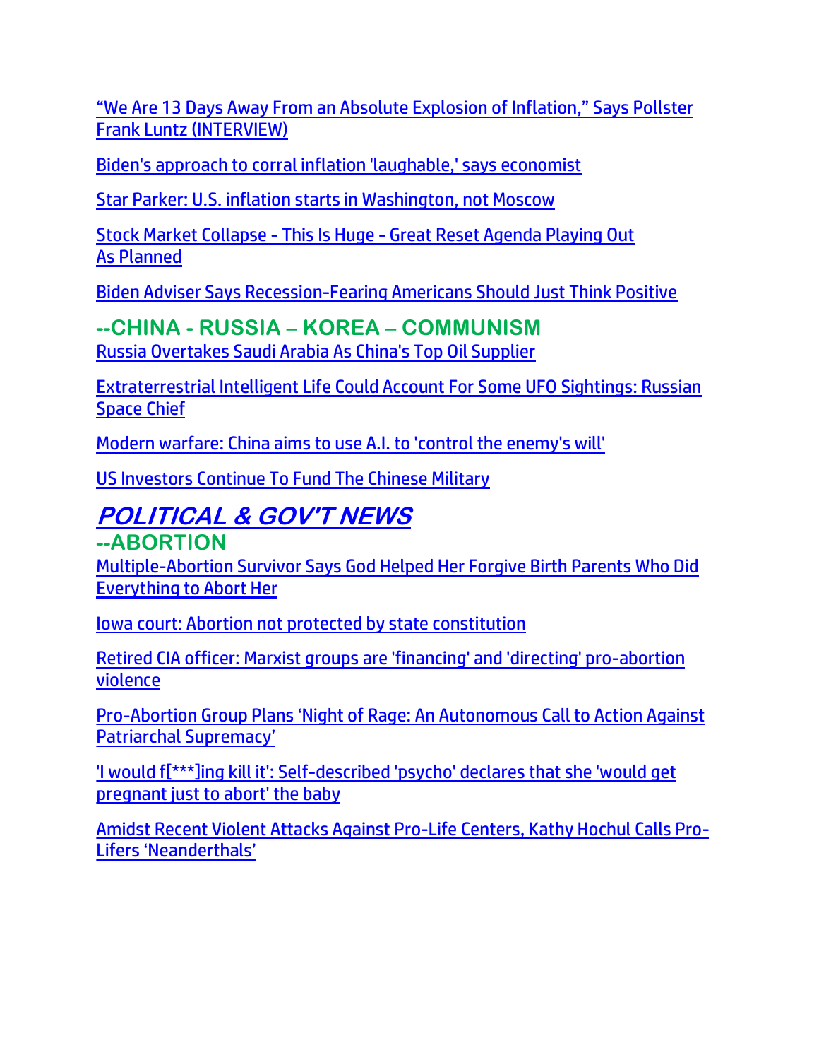“We Are 13 Days Away From an Absolute Explosion of Inflation,” Says Pollster Frank Luntz (INTERVIEW)

Biden's approach to corral inflation 'laughable,' says economist

Star Parker: U.S. inflation starts in Washington, not Moscow

Stock Market Collapse - This Is Huge - Great Reset Agenda Playing Out As Planned

Biden Adviser Says Recession-Fearing Americans Should Just Think Positive

### --CHINA - RUSSIA – KOREA – COMMUNISM

Russia Overtakes Saudi Arabia As China's Top Oil Supplier

Extraterrestrial Intelligent Life Could Account For Some UFO Sightings: Russian Space Chief

Modern warfare: China aims to use A.I. to 'control the enemy's will'

US Investors Continue To Fund The Chinese Military

## *POLITICAL & GOV'T NEWS*

### --ABORTION

Multiple-Abortion Survivor Says God Helped Her Forgive Birth Parents Who Did Everything to Abort Her

Iowa court: Abortion not protected by state constitution

Retired CIA officer: Marxist groups are 'financing' and 'directing' pro-abortion violence

Pro-Abortion Group Plans ‘Night of Rage: An Autonomous Call to Action Against Patriarchal Supremacy’

'I would f[***]ing kill it': Self-described 'psycho' declares that she 'would get pregnant just to abort' the baby

Amidst Recent Violent Attacks Against Pro-Life Centers, Kathy Hochul Calls Pro-Lifers ‘Neanderthals’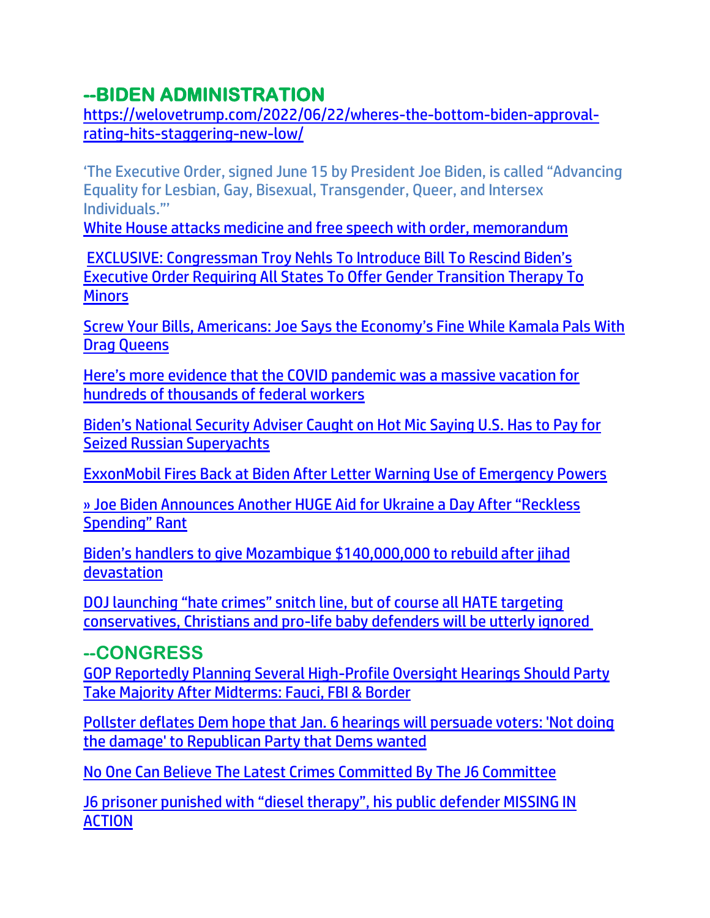## --BIDEN ADMINISTRATION

https://welovetrump.com/2022/06/22/wheres-the-bottom-biden-approval-rating-hits-staggering-new-low/

'The Executive Order, signed June 15 by President Joe Biden, is called "Advancing Equality for Lesbian, Gay, Bisexual, Transgender, Queer, and Intersex Individuals."'

White House attacks medicine and free speech with order, memorandum

EXCLUSIVE: Congressman Troy Nehls To Introduce Bill To Rescind Biden's Executive Order Requiring All States To Offer Gender Transition Therapy To Minors

Screw Your Bills, Americans: Joe Says the Economy's Fine While Kamala Pals With Drag Queens

Here's more evidence that the COVID pandemic was a massive vacation for hundreds of thousands of federal workers

Biden's National Security Adviser Caught on Hot Mic Saying U.S. Has to Pay for Seized Russian Superyachts

ExxonMobil Fires Back at Biden After Letter Warning Use of Emergency Powers

» Joe Biden Announces Another HUGE Aid for Ukraine a Day After "Reckless Spending" Rant

Biden's handlers to give Mozambique $140,000,000 to rebuild after jihad devastation

DOJ launching "hate crimes" snitch line, but of course all HATE targeting conservatives, Christians and pro-life baby defenders will be utterly ignored

## --CONGRESS

GOP Reportedly Planning Several High-Profile Oversight Hearings Should Party Take Majority After Midterms: Fauci, FBI & Border

Pollster deflates Dem hope that Jan. 6 hearings will persuade voters: 'Not doing the damage' to Republican Party that Dems wanted

No One Can Believe The Latest Crimes Committed By The J6 Committee

J6 prisoner punished with "diesel therapy", his public defender MISSING IN ACTION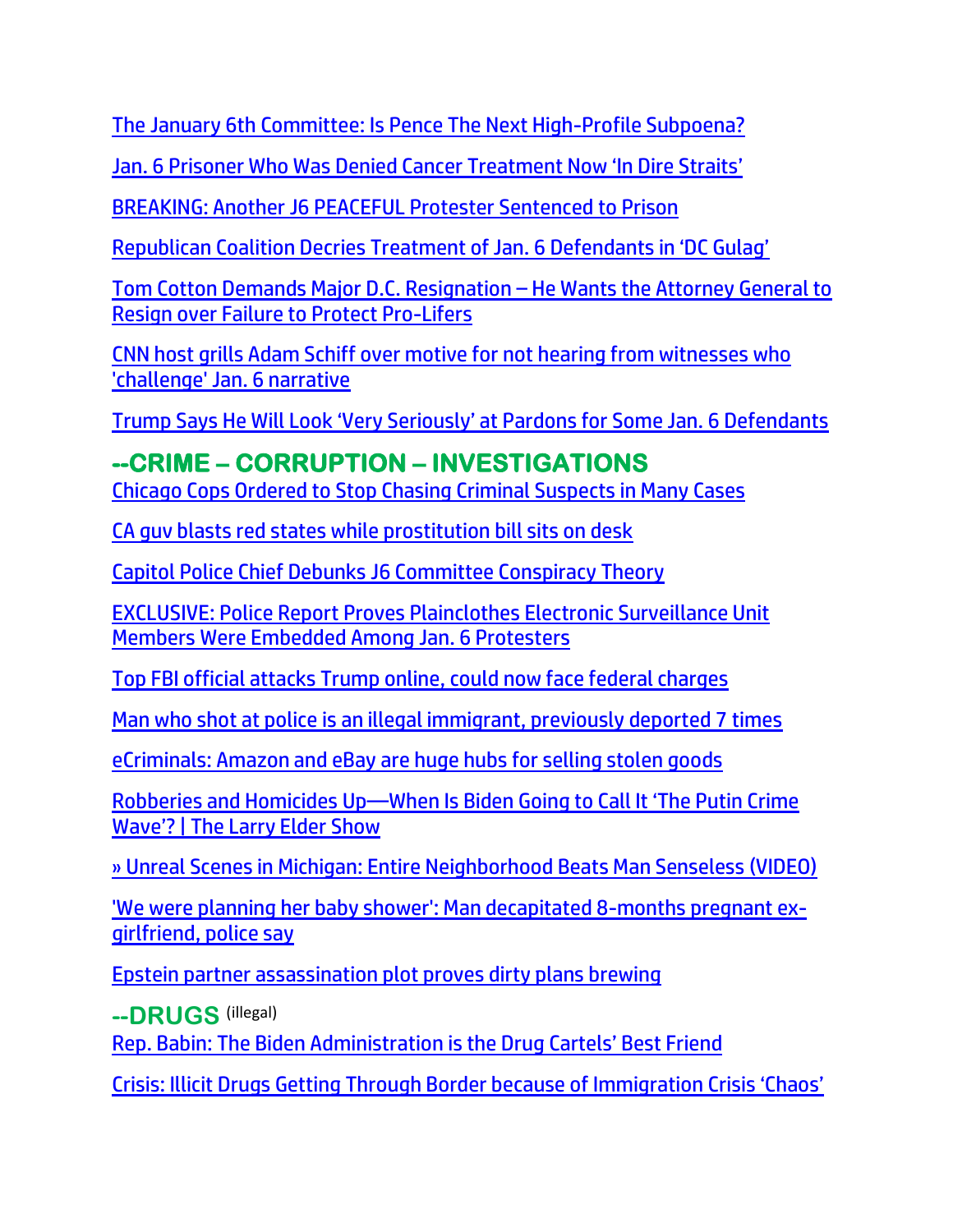The January 6th Committee: Is Pence The Next High-Profile Subpoena?

Jan. 6 Prisoner Who Was Denied Cancer Treatment Now 'In Dire Straits'

BREAKING: Another J6 PEACEFUL Protester Sentenced to Prison

Republican Coalition Decries Treatment of Jan. 6 Defendants in 'DC Gulag'

Tom Cotton Demands Major D.C. Resignation – He Wants the Attorney General to Resign over Failure to Protect Pro-Lifers

CNN host grills Adam Schiff over motive for not hearing from witnesses who 'challenge' Jan. 6 narrative

Trump Says He Will Look 'Very Seriously' at Pardons for Some Jan. 6 Defendants

## --CRIME – CORRUPTION – INVESTIGATIONS

Chicago Cops Ordered to Stop Chasing Criminal Suspects in Many Cases

CA guv blasts red states while prostitution bill sits on desk

Capitol Police Chief Debunks J6 Committee Conspiracy Theory

EXCLUSIVE: Police Report Proves Plainclothes Electronic Surveillance Unit Members Were Embedded Among Jan. 6 Protesters

Top FBI official attacks Trump online, could now face federal charges

Man who shot at police is an illegal immigrant, previously deported 7 times

eCriminals: Amazon and eBay are huge hubs for selling stolen goods

Robberies and Homicides Up—When Is Biden Going to Call It 'The Putin Crime Wave'? | The Larry Elder Show

» Unreal Scenes in Michigan: Entire Neighborhood Beats Man Senseless (VIDEO)

'We were planning her baby shower': Man decapitated 8-months pregnant ex-girlfriend, police say

Epstein partner assassination plot proves dirty plans brewing

## --DRUGS (illegal)

Rep. Babin: The Biden Administration is the Drug Cartels' Best Friend

Crisis: Illicit Drugs Getting Through Border because of Immigration Crisis 'Chaos'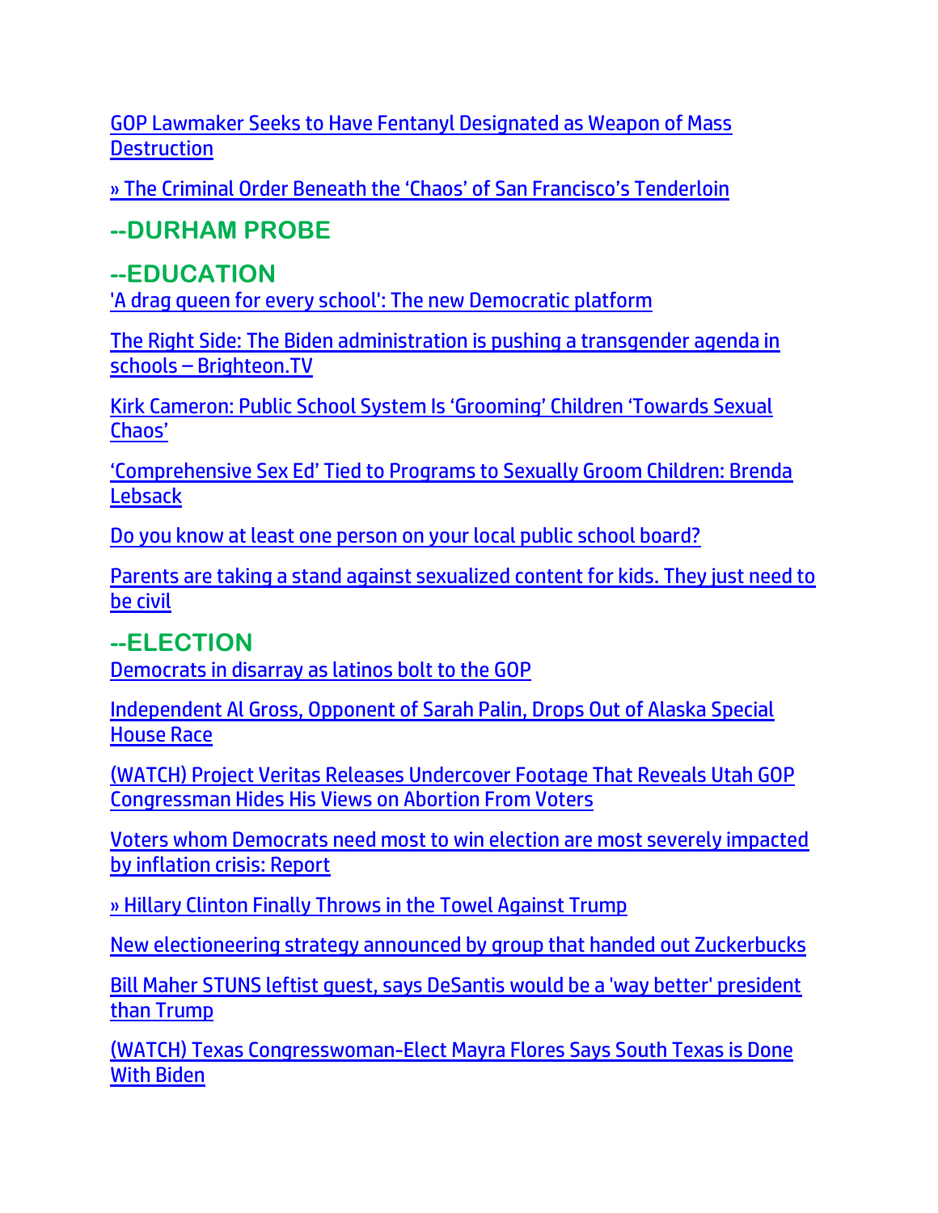GOP Lawmaker Seeks to Have Fentanyl Designated as Weapon of Mass Destruction

» The Criminal Order Beneath the 'Chaos' of San Francisco's Tenderloin

## --DURHAM PROBE

## --EDUCATION

'A drag queen for every school': The new Democratic platform

The Right Side: The Biden administration is pushing a transgender agenda in schools – Brighteon.TV

Kirk Cameron: Public School System Is 'Grooming' Children 'Towards Sexual Chaos'

'Comprehensive Sex Ed' Tied to Programs to Sexually Groom Children: Brenda Lebsack

Do you know at least one person on your local public school board?

Parents are taking a stand against sexualized content for kids. They just need to be civil

## --ELECTION

Democrats in disarray as latinos bolt to the GOP

Independent Al Gross, Opponent of Sarah Palin, Drops Out of Alaska Special House Race

(WATCH) Project Veritas Releases Undercover Footage That Reveals Utah GOP Congressman Hides His Views on Abortion From Voters

Voters whom Democrats need most to win election are most severely impacted by inflation crisis: Report

» Hillary Clinton Finally Throws in the Towel Against Trump

New electioneering strategy announced by group that handed out Zuckerbucks

Bill Maher STUNS leftist guest, says DeSantis would be a 'way better' president than Trump

(WATCH) Texas Congresswoman-Elect Mayra Flores Says South Texas is Done With Biden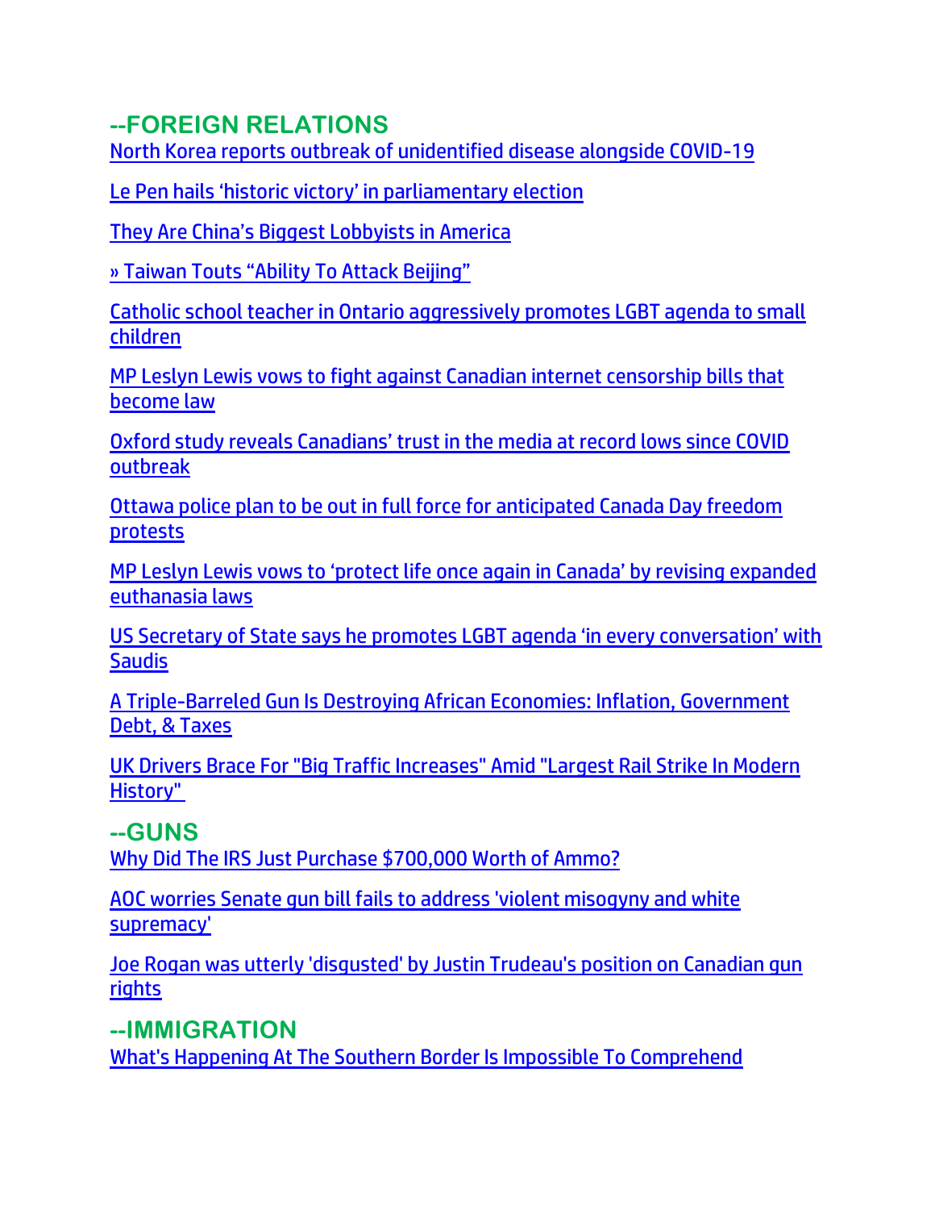## --FOREIGN RELATIONS

North Korea reports outbreak of unidentified disease alongside COVID-19

Le Pen hails 'historic victory' in parliamentary election

They Are China's Biggest Lobbyists in America

» Taiwan Touts "Ability To Attack Beijing"

Catholic school teacher in Ontario aggressively promotes LGBT agenda to small children

MP Leslyn Lewis vows to fight against Canadian internet censorship bills that become law

Oxford study reveals Canadians' trust in the media at record lows since COVID outbreak

Ottawa police plan to be out in full force for anticipated Canada Day freedom protests

MP Leslyn Lewis vows to 'protect life once again in Canada' by revising expanded euthanasia laws

US Secretary of State says he promotes LGBT agenda 'in every conversation' with Saudis

A Triple-Barreled Gun Is Destroying African Economies: Inflation, Government Debt, & Taxes

UK Drivers Brace For "Big Traffic Increases" Amid "Largest Rail Strike In Modern History"

## --GUNS

Why Did The IRS Just Purchase $700,000 Worth of Ammo?

AOC worries Senate gun bill fails to address 'violent misogyny and white supremacy'

Joe Rogan was utterly 'disgusted' by Justin Trudeau's position on Canadian gun rights

## --IMMIGRATION

What's Happening At The Southern Border Is Impossible To Comprehend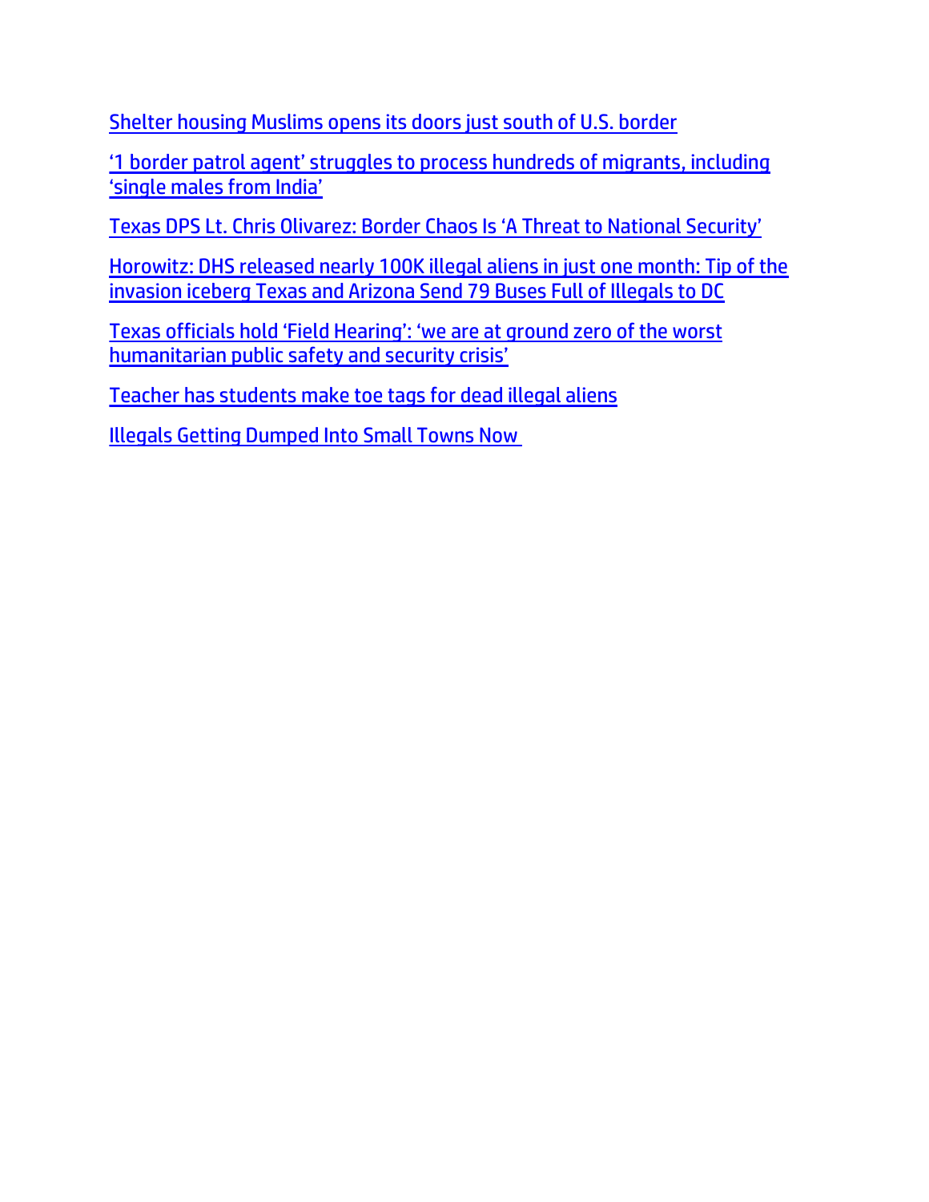Shelter housing Muslims opens its doors just south of U.S. border

'1 border patrol agent' struggles to process hundreds of migrants, including 'single males from India'

Texas DPS Lt. Chris Olivarez: Border Chaos Is 'A Threat to National Security'

Horowitz: DHS released nearly 100K illegal aliens in just one month: Tip of the invasion iceberg Texas and Arizona Send 79 Buses Full of Illegals to DC

Texas officials hold 'Field Hearing': 'we are at ground zero of the worst humanitarian public safety and security crisis'

Teacher has students make toe tags for dead illegal aliens

Illegals Getting Dumped Into Small Towns Now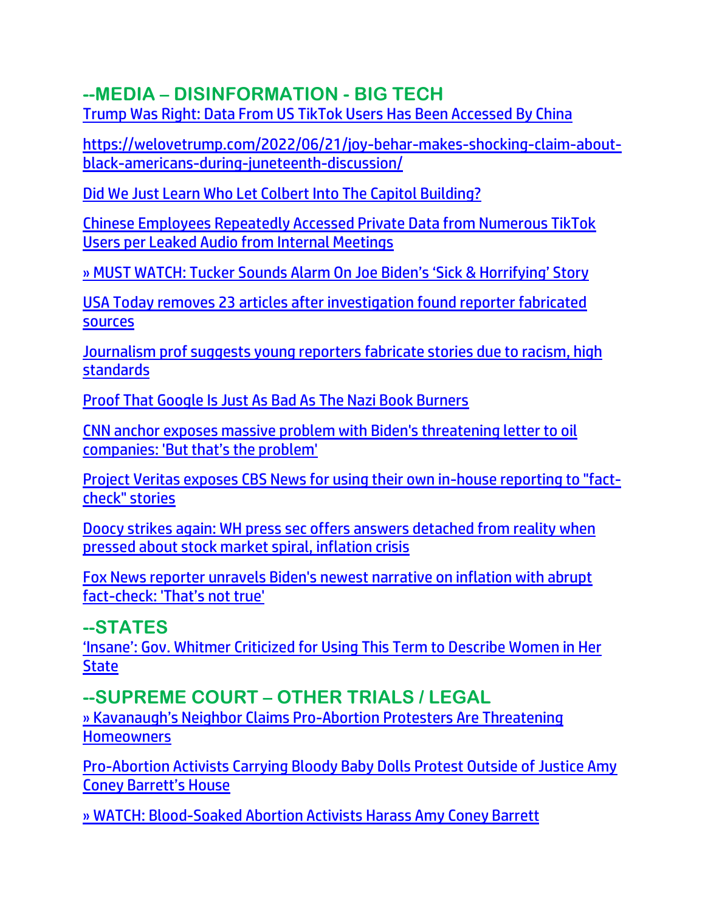## --MEDIA – DISINFORMATION - BIG TECH

Trump Was Right: Data From US TikTok Users Has Been Accessed By China

https://welovetrump.com/2022/06/21/joy-behar-makes-shocking-claim-about-black-americans-during-juneteenth-discussion/

Did We Just Learn Who Let Colbert Into The Capitol Building?

Chinese Employees Repeatedly Accessed Private Data from Numerous TikTok Users per Leaked Audio from Internal Meetings

» MUST WATCH: Tucker Sounds Alarm On Joe Biden's 'Sick & Horrifying' Story

USA Today removes 23 articles after investigation found reporter fabricated sources

Journalism prof suggests young reporters fabricate stories due to racism, high standards

Proof That Google Is Just As Bad As The Nazi Book Burners

CNN anchor exposes massive problem with Biden's threatening letter to oil companies: 'But that's the problem'

Project Veritas exposes CBS News for using their own in-house reporting to "fact-check" stories

Doocy strikes again: WH press sec offers answers detached from reality when pressed about stock market spiral, inflation crisis

Fox News reporter unravels Biden's newest narrative on inflation with abrupt fact-check: 'That's not true'

## --STATES

'Insane': Gov. Whitmer Criticized for Using This Term to Describe Women in Her State

## --SUPREME COURT – OTHER TRIALS / LEGAL

» Kavanaugh's Neighbor Claims Pro-Abortion Protesters Are Threatening Homeowners

Pro-Abortion Activists Carrying Bloody Baby Dolls Protest Outside of Justice Amy Coney Barrett's House

» WATCH: Blood-Soaked Abortion Activists Harass Amy Coney Barrett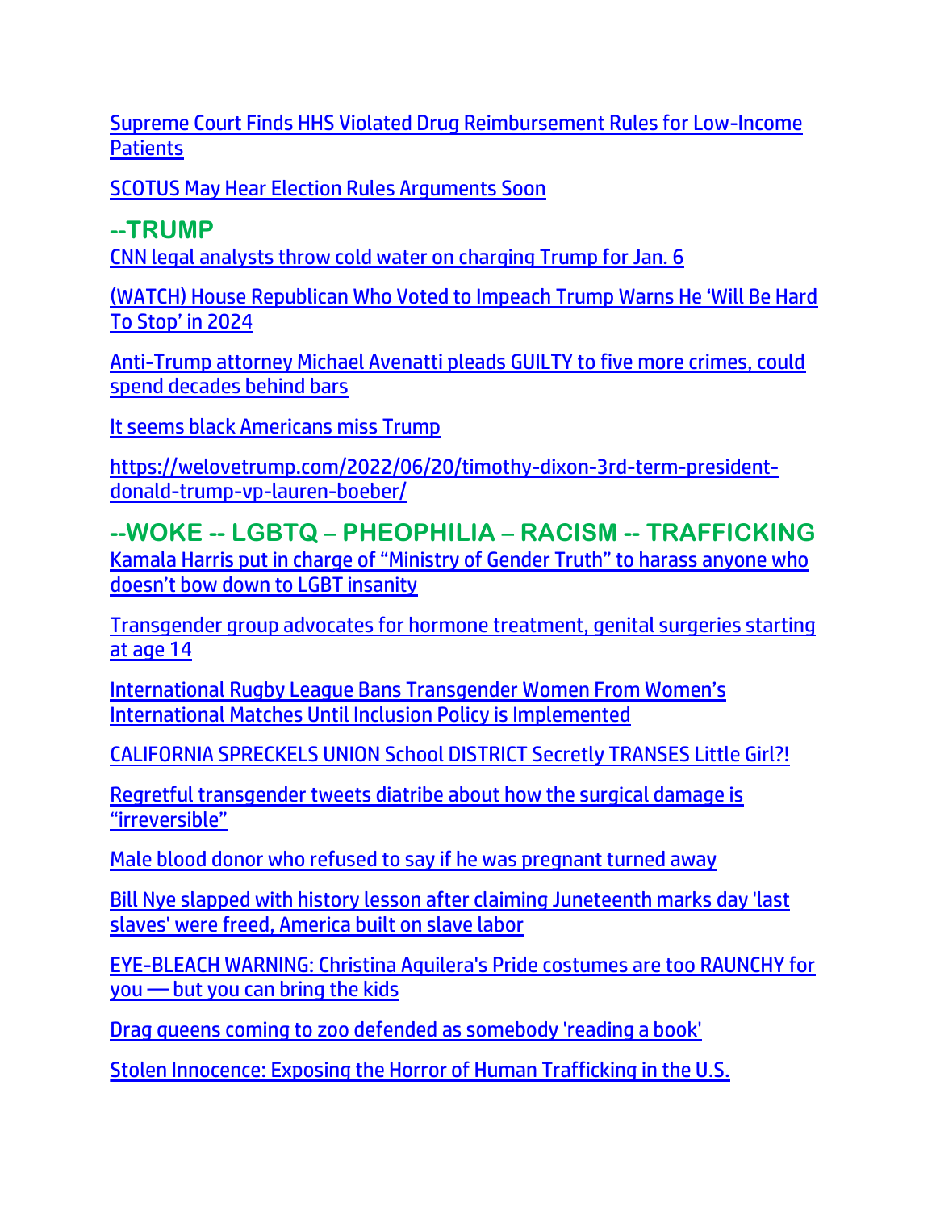Supreme Court Finds HHS Violated Drug Reimbursement Rules for Low-Income Patients

SCOTUS May Hear Election Rules Arguments Soon

## --TRUMP

CNN legal analysts throw cold water on charging Trump for Jan. 6

(WATCH) House Republican Who Voted to Impeach Trump Warns He 'Will Be Hard To Stop' in 2024

Anti-Trump attorney Michael Avenatti pleads GUILTY to five more crimes, could spend decades behind bars

It seems black Americans miss Trump

https://welovetrump.com/2022/06/20/timothy-dixon-3rd-term-president-donald-trump-vp-lauren-boeber/

## --WOKE -- LGBTQ – PHEOPHILIA – RACISM -- TRAFFICKING

Kamala Harris put in charge of "Ministry of Gender Truth" to harass anyone who doesn't bow down to LGBT insanity

Transgender group advocates for hormone treatment, genital surgeries starting at age 14

International Rugby League Bans Transgender Women From Women's International Matches Until Inclusion Policy is Implemented

CALIFORNIA SPRECKELS UNION School DISTRICT Secretly TRANSES Little Girl?!

Regretful transgender tweets diatribe about how the surgical damage is "irreversible"

Male blood donor who refused to say if he was pregnant turned away

Bill Nye slapped with history lesson after claiming Juneteenth marks day 'last slaves' were freed, America built on slave labor

EYE-BLEACH WARNING: Christina Aguilera's Pride costumes are too RAUNCHY for you — but you can bring the kids

Drag queens coming to zoo defended as somebody 'reading a book'

Stolen Innocence: Exposing the Horror of Human Trafficking in the U.S.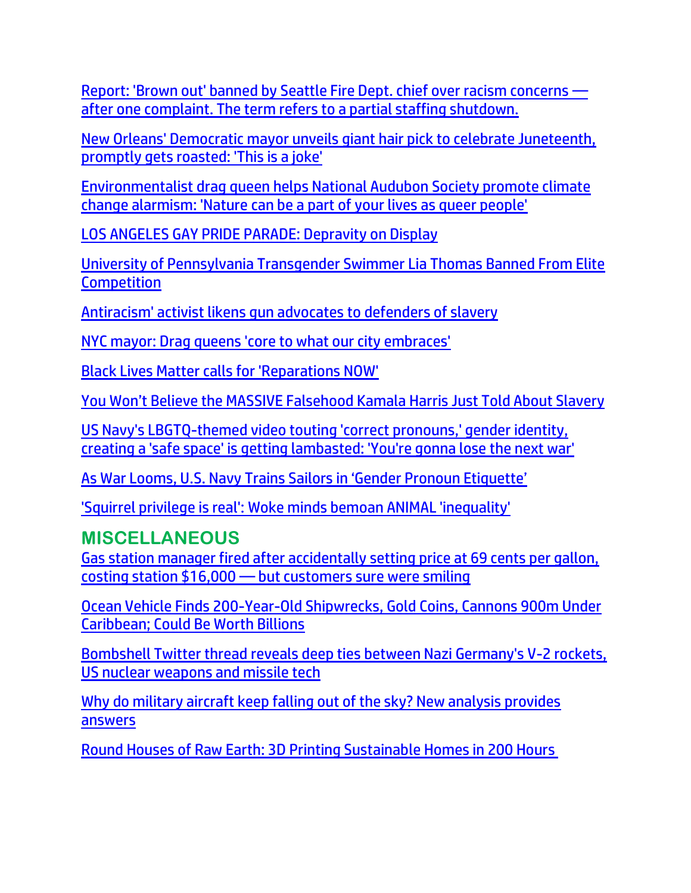Report: 'Brown out' banned by Seattle Fire Dept. chief over racism concerns — after one complaint. The term refers to a partial staffing shutdown.

New Orleans' Democratic mayor unveils giant hair pick to celebrate Juneteenth, promptly gets roasted: 'This is a joke'

Environmentalist drag queen helps National Audubon Society promote climate change alarmism: 'Nature can be a part of your lives as queer people'

LOS ANGELES GAY PRIDE PARADE: Depravity on Display

University of Pennsylvania Transgender Swimmer Lia Thomas Banned From Elite Competition

Antiracism' activist likens gun advocates to defenders of slavery

NYC mayor: Drag queens 'core to what our city embraces'

Black Lives Matter calls for 'Reparations NOW'

You Won't Believe the MASSIVE Falsehood Kamala Harris Just Told About Slavery

US Navy's LBGTQ-themed video touting 'correct pronouns,' gender identity, creating a 'safe space' is getting lambasted: 'You're gonna lose the next war'

As War Looms, U.S. Navy Trains Sailors in 'Gender Pronoun Etiquette'

'Squirrel privilege is real': Woke minds bemoan ANIMAL 'inequality'

## MISCELLANEOUS

Gas station manager fired after accidentally setting price at 69 cents per gallon, costing station $16,000 — but customers sure were smiling

Ocean Vehicle Finds 200-Year-Old Shipwrecks, Gold Coins, Cannons 900m Under Caribbean; Could Be Worth Billions

Bombshell Twitter thread reveals deep ties between Nazi Germany's V-2 rockets, US nuclear weapons and missile tech

Why do military aircraft keep falling out of the sky? New analysis provides answers

Round Houses of Raw Earth: 3D Printing Sustainable Homes in 200 Hours